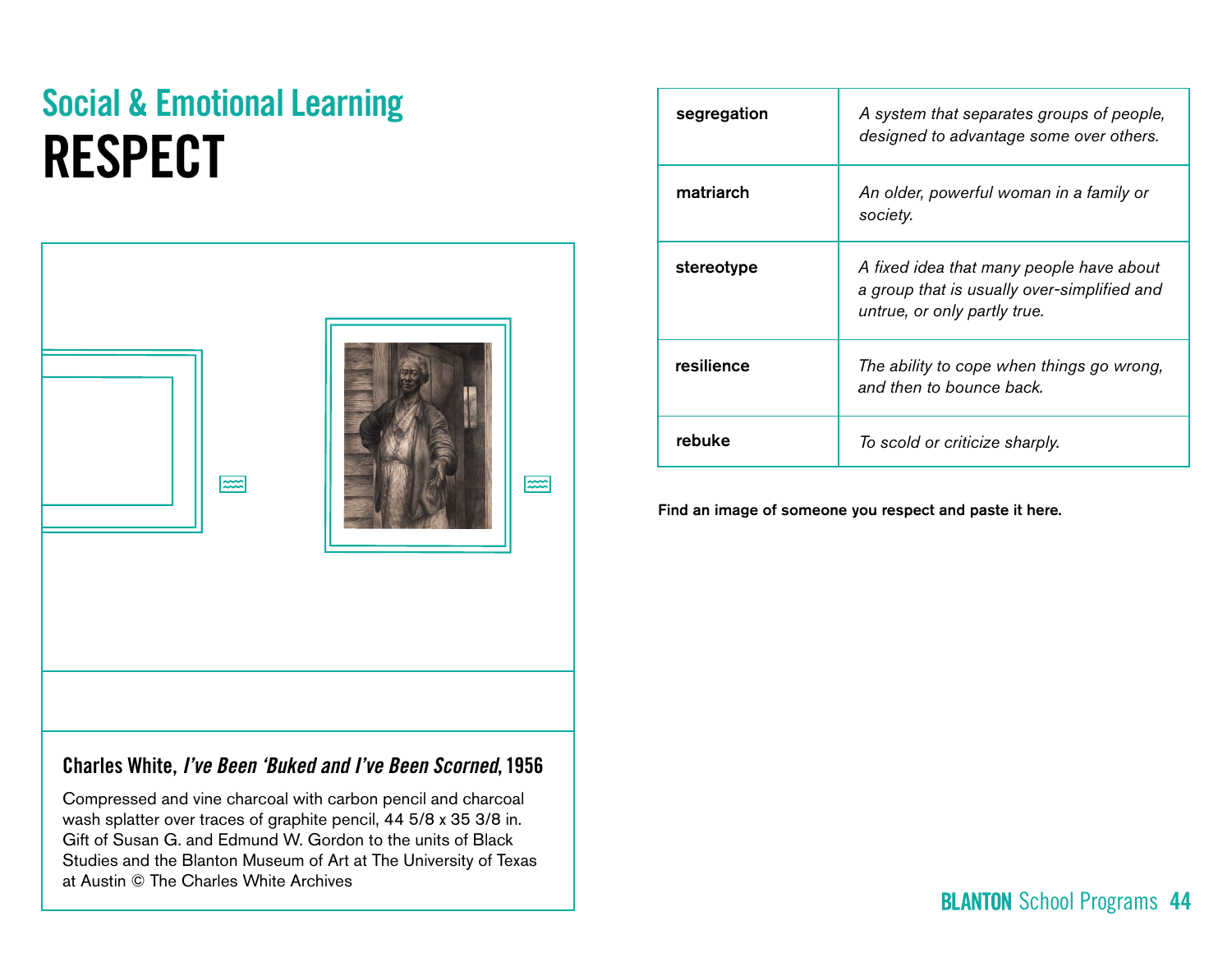## Social & Emotional Learning

# RESPECT

### Charles White, *I've Been 'Buked and I've Been Scorned*, 1956

Compressed and vine charcoal with carbon pencil and charcoal wash splatter over traces of graphite pencil, 44 5/8 x 35 3/8 in. Gift of Susan G. and Edmund W. Gordon to the units of Black Studies and the Blanton Museum of Art at The University of Texas at Austin © The Charles White Archives

| | |
|---|---|
| **segregation** | *A system that separates groups of people, designed to advantage some over others.* |
| **matriarch** | *An older, powerful woman in a family or society.* |
| **stereotype** | *A fixed idea that many people have about a group that is usually over-simplified and untrue, or only partly true.* |
| **resilience** | *The ability to cope when things go wrong, and then to bounce back.* |
| **rebuke** | *To scold or criticize sharply.* |

**Find an image of someone you respect and paste it here.**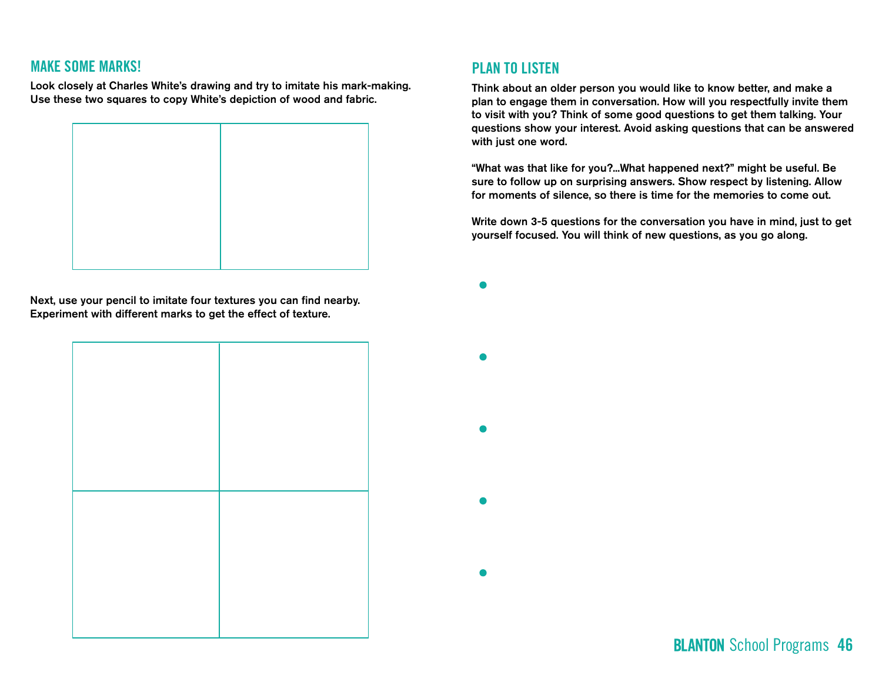## MAKE SOME MARKS!

**Look closely at Charles White's drawing and try to imitate his mark-making. Use these two squares to copy White's depiction of wood and fabric.**

**Next, use your pencil to imitate four textures you can find nearby. Experiment with different marks to get the effect of texture.**

## PLAN TO LISTEN

**Think about an older person you would like to know better, and make a plan to engage them in conversation. How will you respectfully invite them to visit with you? Think of some good questions to get them talking. Your questions show your interest. Avoid asking questions that can be answered with just one word.**

**"What was that like for you?...What happened next?" might be useful. Be sure to follow up on surprising answers. Show respect by listening. Allow for moments of silence, so there is time for the memories to come out.**

**Write down 3-5 questions for the conversation you have in mind, just to get yourself focused. You will think of new questions, as you go along.**

- 
- 
- 
- 
-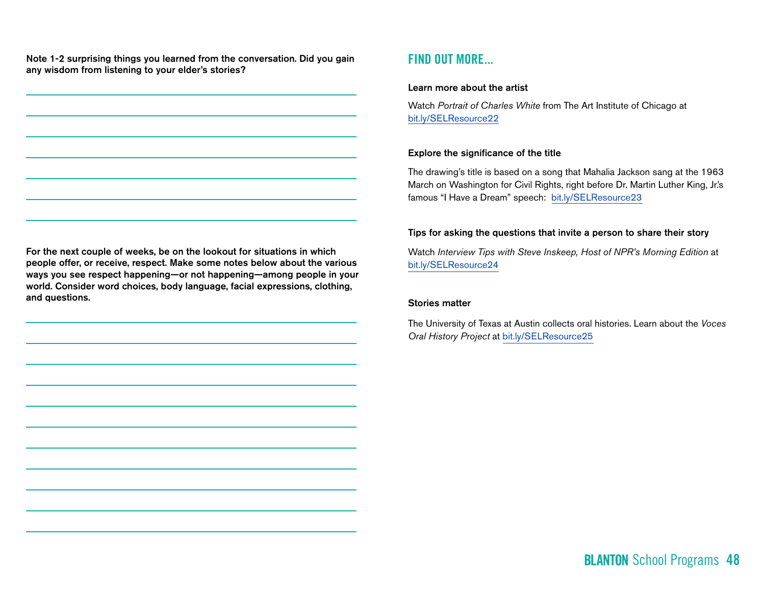**Note 1-2 surprising things you learned from the conversation. Did you gain any wisdom from listening to your elder's stories?**

**For the next couple of weeks, be on the lookout for situations in which people offer, or receive, respect. Make some notes below about the various ways you see respect happening—or not happening—among people in your world. Consider word choices, body language, facial expressions, clothing, and questions.**

## FIND OUT MORE...

**Learn more about the artist**

Watch *Portrait of Charles White* from The Art Institute of Chicago at bit.ly/SELResource22

**Explore the significance of the title**

The drawing's title is based on a song that Mahalia Jackson sang at the 1963 March on Washington for Civil Rights, right before Dr. Martin Luther King, Jr.'s famous "I Have a Dream" speech: bit.ly/SELResource23

**Tips for asking the questions that invite a person to share their story**

Watch *Interview Tips with Steve Inskeep, Host of NPR's Morning Edition* at bit.ly/SELResource24

**Stories matter**

The University of Texas at Austin collects oral histories. Learn about the *Voces Oral History Project* at bit.ly/SELResource25